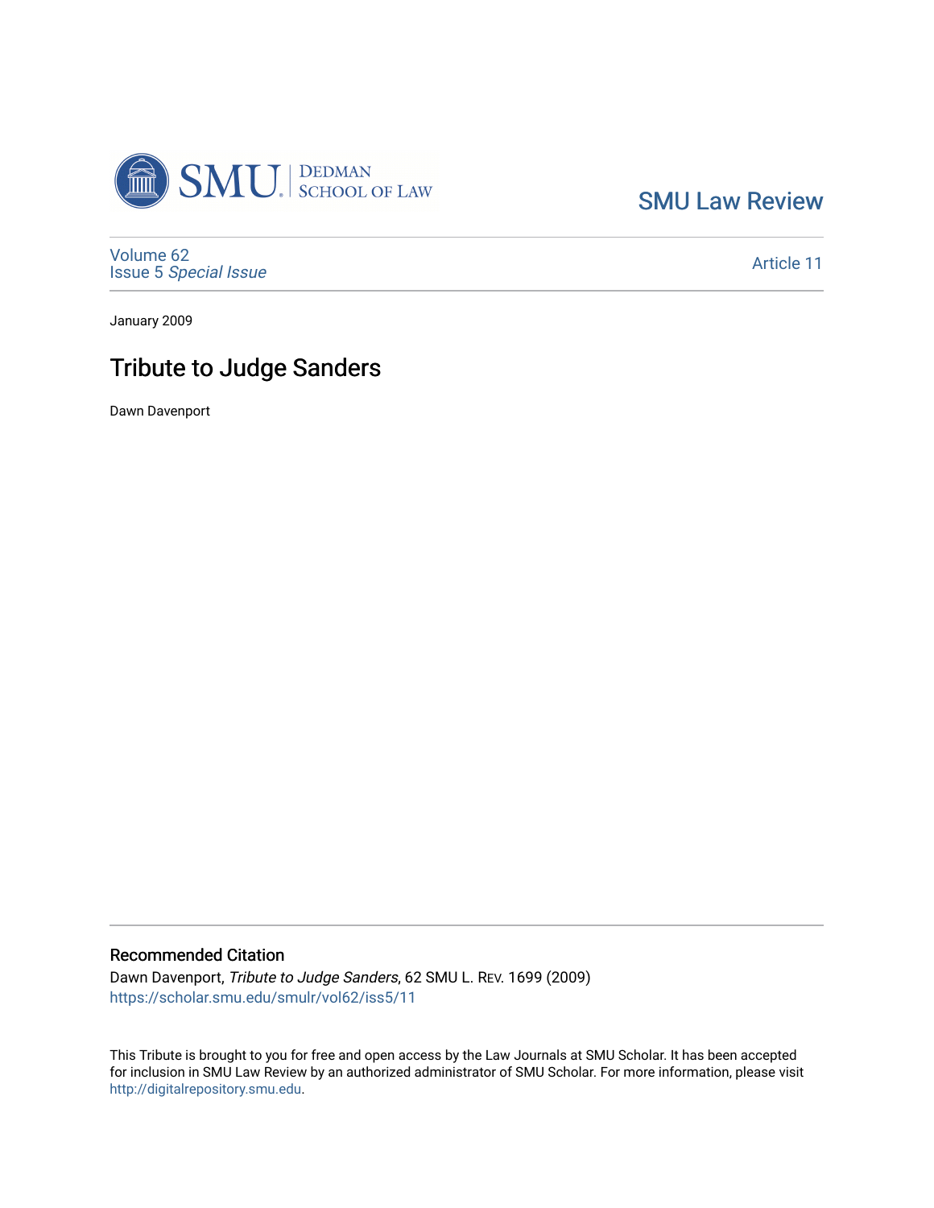SMU Law Review

Volume 62
Issue 5 *Special Issue*

Article 11

January 2009

# Tribute to Judge Sanders

Dawn Davenport

## Recommended Citation

Dawn Davenport, *Tribute to Judge Sanders*, 62 SMU L. REV. 1699 (2009)
https://scholar.smu.edu/smulr/vol62/iss5/11

This Tribute is brought to you for free and open access by the Law Journals at SMU Scholar. It has been accepted for inclusion in SMU Law Review by an authorized administrator of SMU Scholar. For more information, please visit http://digitalrepository.smu.edu.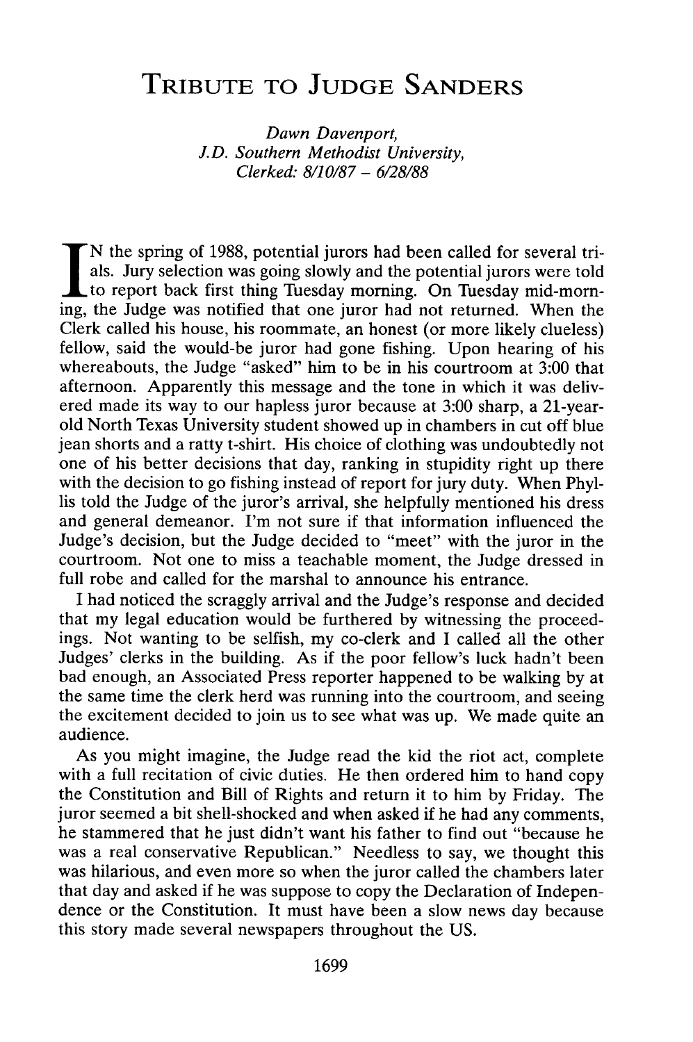# Tribute to Judge Sanders

*Dawn Davenport,*
*J.D. Southern Methodist University,*
*Clerked: 8/10/87 – 6/28/88*

IN the spring of 1988, potential jurors had been called for several trials. Jury selection was going slowly and the potential jurors were told to report back first thing Tuesday morning. On Tuesday mid-morning, the Judge was notified that one juror had not returned. When the Clerk called his house, his roommate, an honest (or more likely clueless) fellow, said the would-be juror had gone fishing. Upon hearing of his whereabouts, the Judge "asked" him to be in his courtroom at 3:00 that afternoon. Apparently this message and the tone in which it was delivered made its way to our hapless juror because at 3:00 sharp, a 21-year-old North Texas University student showed up in chambers in cut off blue jean shorts and a ratty t-shirt. His choice of clothing was undoubtedly not one of his better decisions that day, ranking in stupidity right up there with the decision to go fishing instead of report for jury duty. When Phyllis told the Judge of the juror's arrival, she helpfully mentioned his dress and general demeanor. I'm not sure if that information influenced the Judge's decision, but the Judge decided to "meet" with the juror in the courtroom. Not one to miss a teachable moment, the Judge dressed in full robe and called for the marshal to announce his entrance.

I had noticed the scraggly arrival and the Judge's response and decided that my legal education would be furthered by witnessing the proceedings. Not wanting to be selfish, my co-clerk and I called all the other Judges' clerks in the building. As if the poor fellow's luck hadn't been bad enough, an Associated Press reporter happened to be walking by at the same time the clerk herd was running into the courtroom, and seeing the excitement decided to join us to see what was up. We made quite an audience.

As you might imagine, the Judge read the kid the riot act, complete with a full recitation of civic duties. He then ordered him to hand copy the Constitution and Bill of Rights and return it to him by Friday. The juror seemed a bit shell-shocked and when asked if he had any comments, he stammered that he just didn't want his father to find out "because he was a real conservative Republican." Needless to say, we thought this was hilarious, and even more so when the juror called the chambers later that day and asked if he was suppose to copy the Declaration of Independence or the Constitution. It must have been a slow news day because this story made several newspapers throughout the US.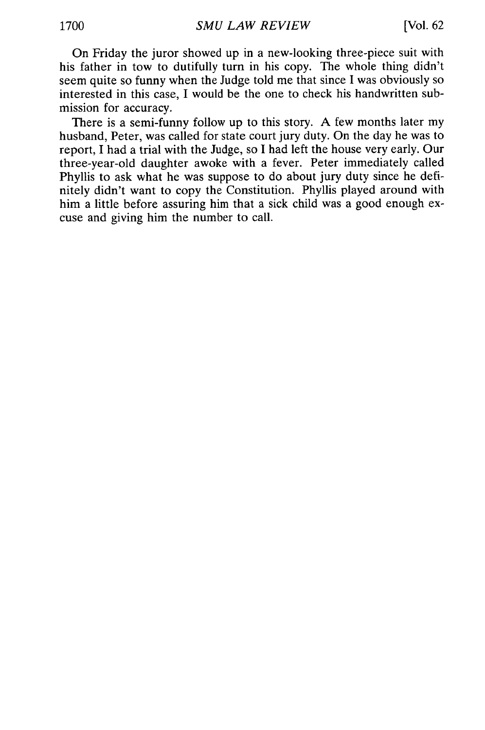On Friday the juror showed up in a new-looking three-piece suit with his father in tow to dutifully turn in his copy. The whole thing didn't seem quite so funny when the Judge told me that since I was obviously so interested in this case, I would be the one to check his handwritten submission for accuracy.

There is a semi-funny follow up to this story. A few months later my husband, Peter, was called for state court jury duty. On the day he was to report, I had a trial with the Judge, so I had left the house very early. Our three-year-old daughter awoke with a fever. Peter immediately called Phyllis to ask what he was suppose to do about jury duty since he definitely didn't want to copy the Constitution. Phyllis played around with him a little before assuring him that a sick child was a good enough excuse and giving him the number to call.